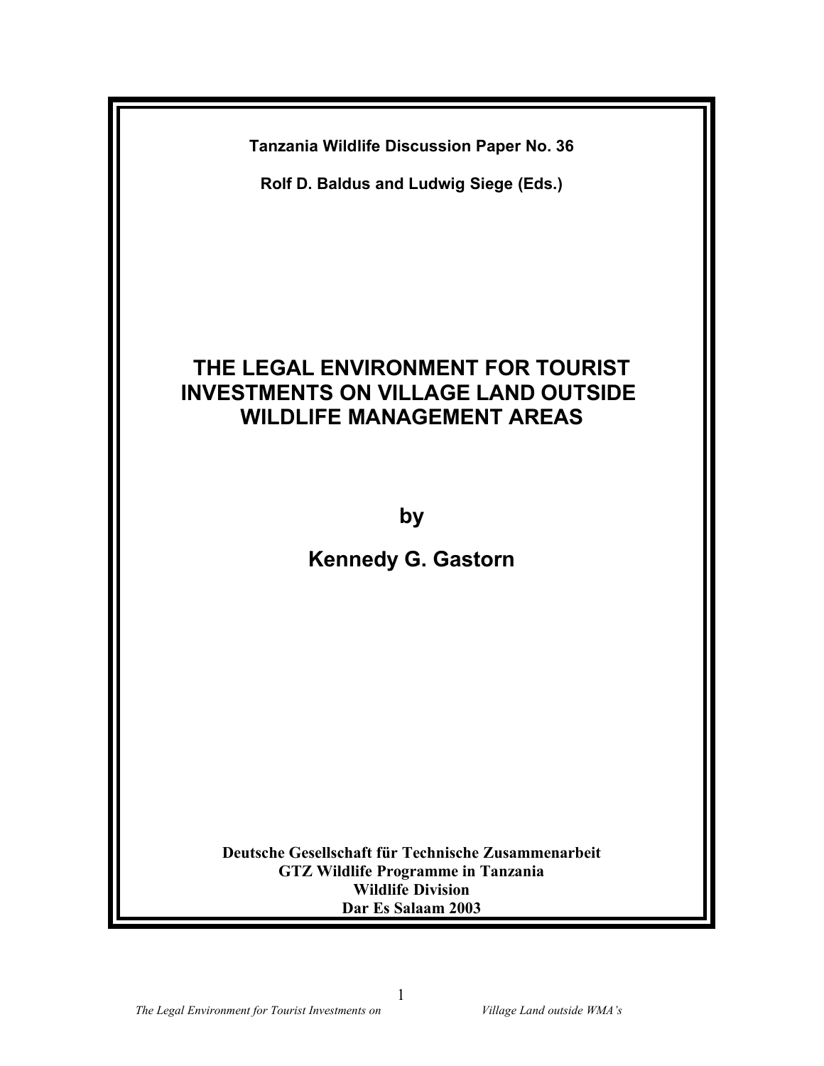**Tanzania Wildlife Discussion Paper No. 36**

**Rolf D. Baldus and Ludwig Siege (Eds.)**

# THE LEGAL ENVIRONMENT FOR TOURIST INVESTMENTS ON VILLAGE LAND OUTSIDE WILDLIFE MANAGEMENT AREAS

**by**

**Kennedy G. Gastorn**

**Deutsche Gesellschaft für Technische Zusammenarbeit**
**GTZ Wildlife Programme in Tanzania**
**Wildlife Division**
**Dar Es Salaam 2003**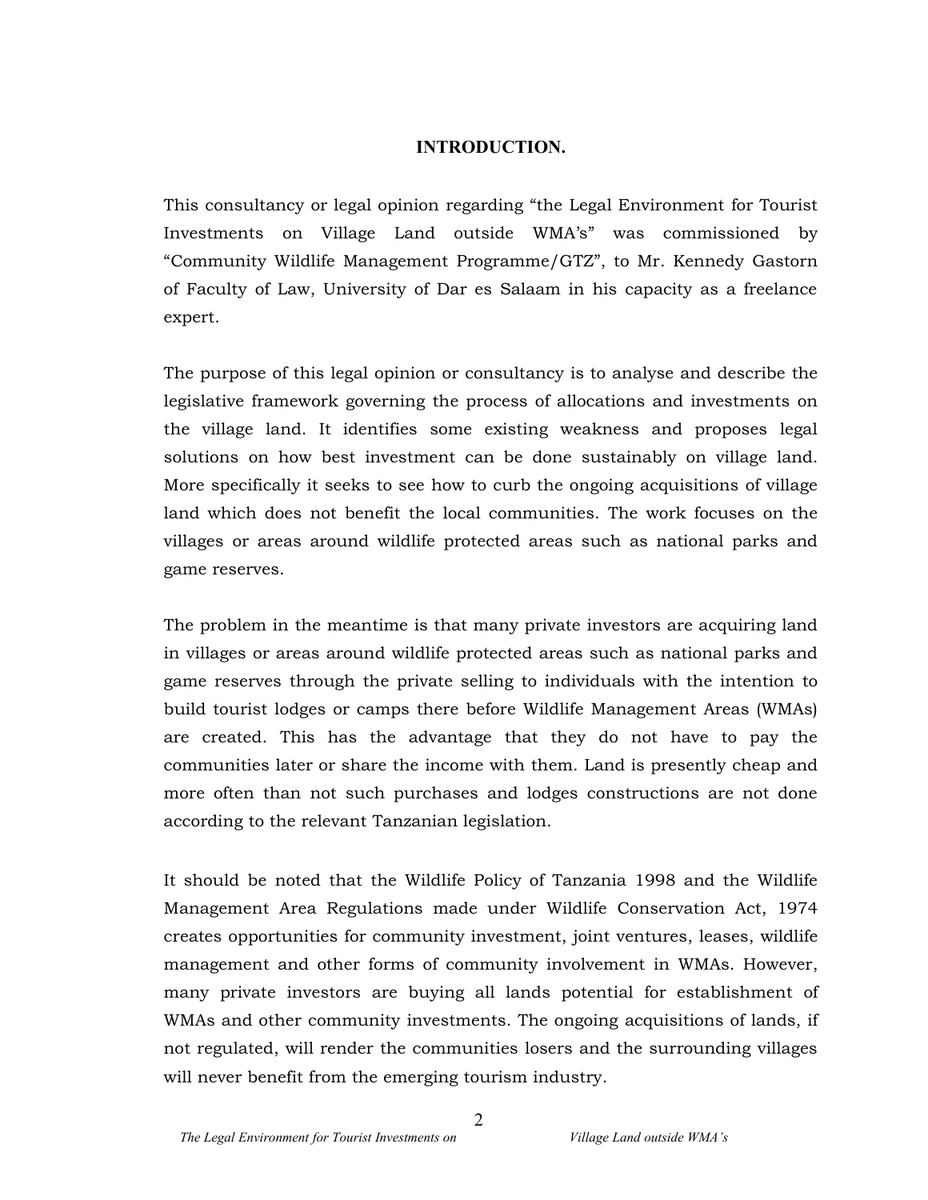## INTRODUCTION.

This consultancy or legal opinion regarding "the Legal Environment for Tourist Investments on Village Land outside WMA's" was commissioned by "Community Wildlife Management Programme/GTZ", to Mr. Kennedy Gastorn of Faculty of Law, University of Dar es Salaam in his capacity as a freelance expert.

The purpose of this legal opinion or consultancy is to analyse and describe the legislative framework governing the process of allocations and investments on the village land. It identifies some existing weakness and proposes legal solutions on how best investment can be done sustainably on village land. More specifically it seeks to see how to curb the ongoing acquisitions of village land which does not benefit the local communities. The work focuses on the villages or areas around wildlife protected areas such as national parks and game reserves.

The problem in the meantime is that many private investors are acquiring land in villages or areas around wildlife protected areas such as national parks and game reserves through the private selling to individuals with the intention to build tourist lodges or camps there before Wildlife Management Areas (WMAs) are created. This has the advantage that they do not have to pay the communities later or share the income with them. Land is presently cheap and more often than not such purchases and lodges constructions are not done according to the relevant Tanzanian legislation.

It should be noted that the Wildlife Policy of Tanzania 1998 and the Wildlife Management Area Regulations made under Wildlife Conservation Act, 1974 creates opportunities for community investment, joint ventures, leases, wildlife management and other forms of community involvement in WMAs. However, many private investors are buying all lands potential for establishment of WMAs and other community investments. The ongoing acquisitions of lands, if not regulated, will render the communities losers and the surrounding villages will never benefit from the emerging tourism industry.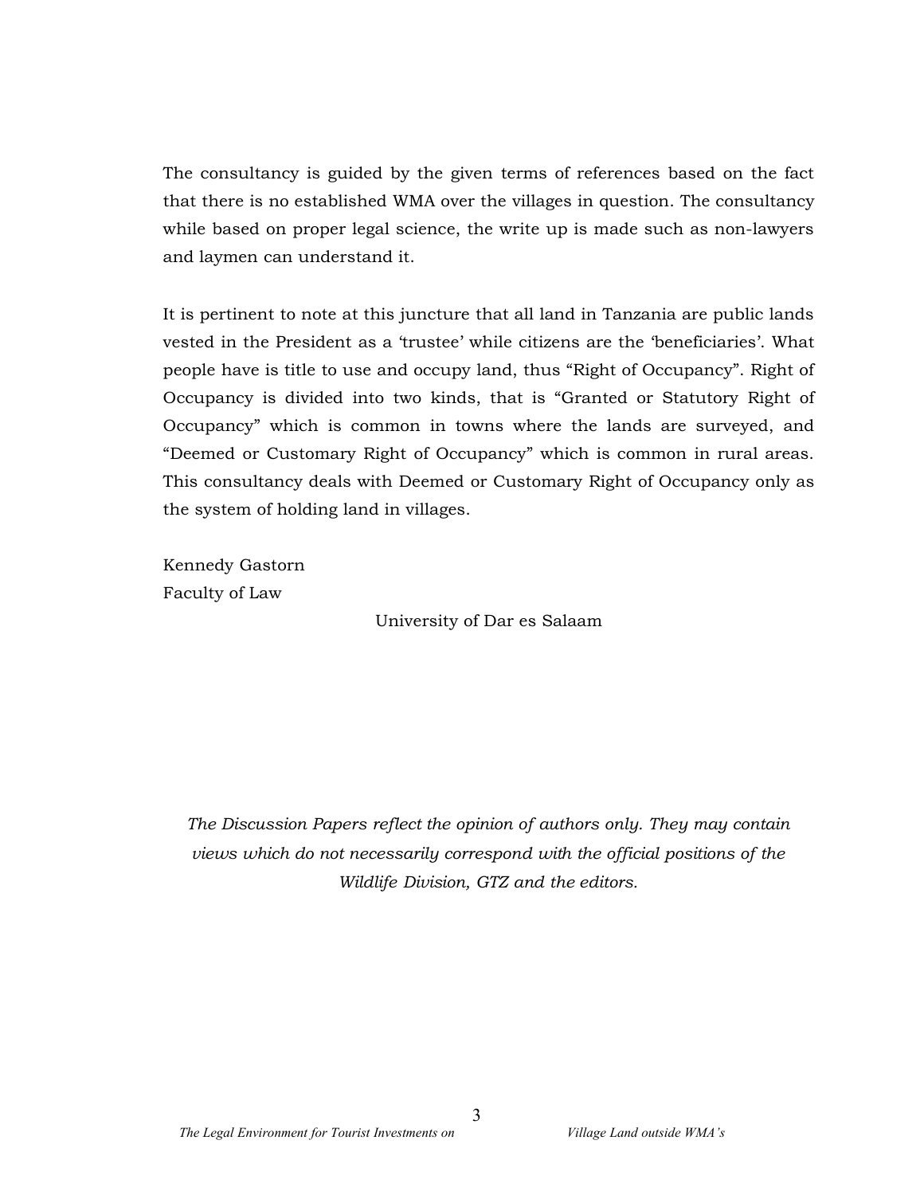The consultancy is guided by the given terms of references based on the fact that there is no established WMA over the villages in question. The consultancy while based on proper legal science, the write up is made such as non-lawyers and laymen can understand it.

It is pertinent to note at this juncture that all land in Tanzania are public lands vested in the President as a 'trustee' while citizens are the 'beneficiaries'. What people have is title to use and occupy land, thus "Right of Occupancy". Right of Occupancy is divided into two kinds, that is "Granted or Statutory Right of Occupancy" which is common in towns where the lands are surveyed, and "Deemed or Customary Right of Occupancy" which is common in rural areas. This consultancy deals with Deemed or Customary Right of Occupancy only as the system of holding land in villages.

Kennedy Gastorn
Faculty of Law
University of Dar es Salaam

*The Discussion Papers reflect the opinion of authors only. They may contain views which do not necessarily correspond with the official positions of the Wildlife Division, GTZ and the editors.*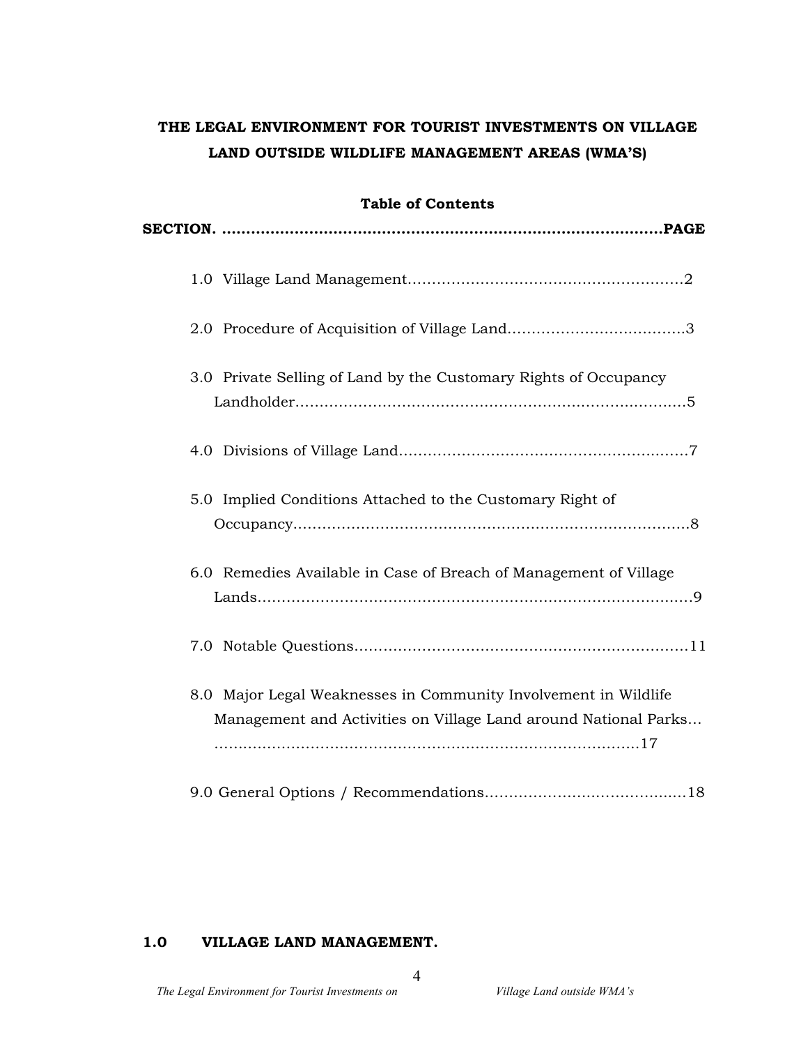# THE LEGAL ENVIRONMENT FOR TOURIST INVESTMENTS ON VILLAGE LAND OUTSIDE WILDLIFE MANAGEMENT AREAS (WMA'S)

## Table of Contents

| SECTION | PAGE |
|---|---|
| 1.0 Village Land Management | 2 |
| 2.0 Procedure of Acquisition of Village Land | 3 |
| 3.0 Private Selling of Land by the Customary Rights of Occupancy Landholder | 5 |
| 4.0 Divisions of Village Land | 7 |
| 5.0 Implied Conditions Attached to the Customary Right of Occupancy | 8 |
| 6.0 Remedies Available in Case of Breach of Management of Village Lands | 9 |
| 7.0 Notable Questions | 11 |
| 8.0 Major Legal Weaknesses in Community Involvement in Wildlife Management and Activities on Village Land around National Parks | 17 |
| 9.0 General Options / Recommendations | 18 |

## 1.0 VILLAGE LAND MANAGEMENT.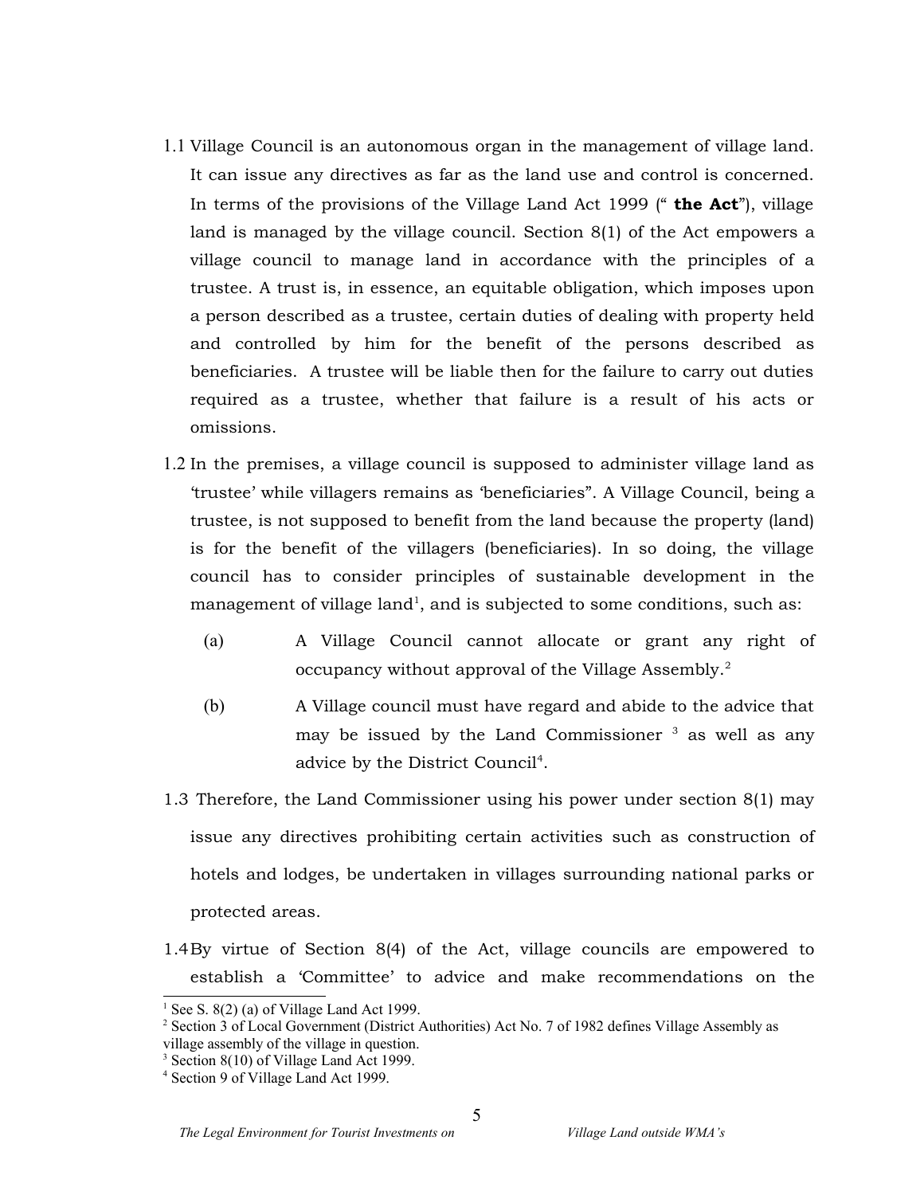1.1 Village Council is an autonomous organ in the management of village land. It can issue any directives as far as the land use and control is concerned. In terms of the provisions of the Village Land Act 1999 (" **the Act**"), village land is managed by the village council. Section 8(1) of the Act empowers a village council to manage land in accordance with the principles of a trustee. A trust is, in essence, an equitable obligation, which imposes upon a person described as a trustee, certain duties of dealing with property held and controlled by him for the benefit of the persons described as beneficiaries. A trustee will be liable then for the failure to carry out duties required as a trustee, whether that failure is a result of his acts or omissions.

1.2 In the premises, a village council is supposed to administer village land as 'trustee' while villagers remains as 'beneficiaries". A Village Council, being a trustee, is not supposed to benefit from the land because the property (land) is for the benefit of the villagers (beneficiaries). In so doing, the village council has to consider principles of sustainable development in the management of village land[1], and is subjected to some conditions, such as:

   (a) A Village Council cannot allocate or grant any right of occupancy without approval of the Village Assembly.[2]

   (b) A Village council must have regard and abide to the advice that may be issued by the Land Commissioner [3] as well as any advice by the District Council[4].

1.3 Therefore, the Land Commissioner using his power under section 8(1) may issue any directives prohibiting certain activities such as construction of hotels and lodges, be undertaken in villages surrounding national parks or protected areas.

1.4 By virtue of Section 8(4) of the Act, village councils are empowered to establish a 'Committee' to advice and make recommendations on the

---

[1] See S. 8(2) (a) of Village Land Act 1999.

[2] Section 3 of Local Government (District Authorities) Act No. 7 of 1982 defines Village Assembly as village assembly of the village in question.

[3] Section 8(10) of Village Land Act 1999.

[4] Section 9 of Village Land Act 1999.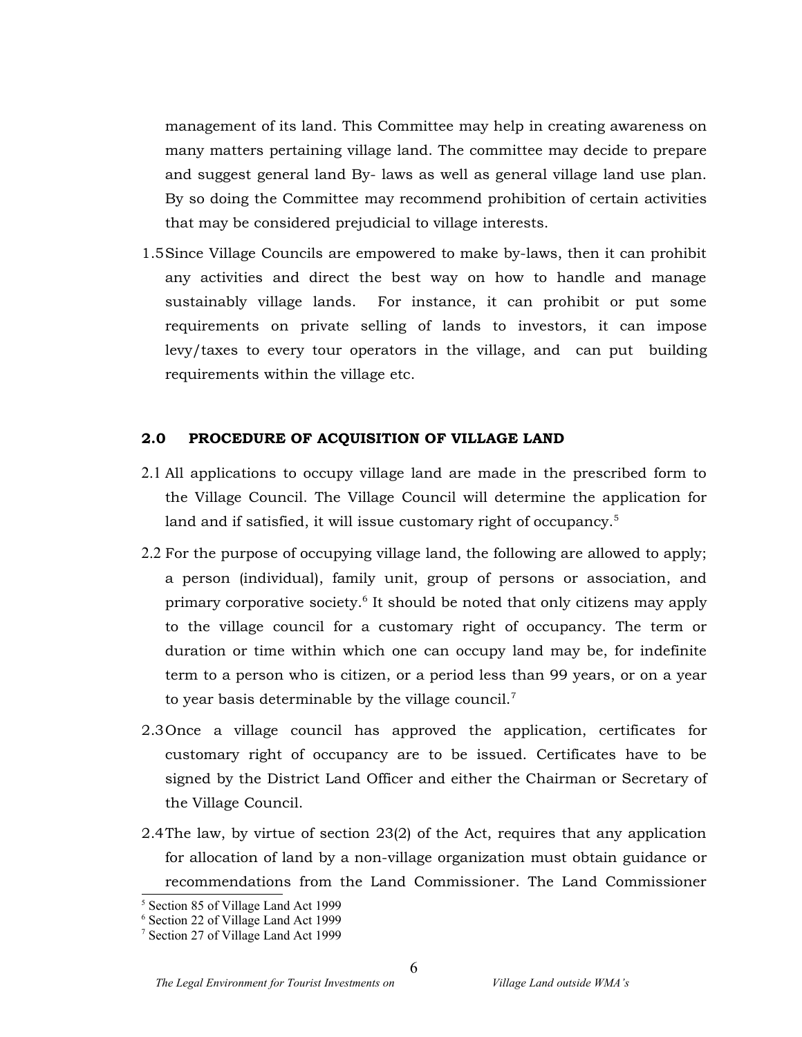management of its land. This Committee may help in creating awareness on many matters pertaining village land. The committee may decide to prepare and suggest general land By- laws as well as general village land use plan. By so doing the Committee may recommend prohibition of certain activities that may be considered prejudicial to village interests.

1.5 Since Village Councils are empowered to make by-laws, then it can prohibit any activities and direct the best way on how to handle and manage sustainably village lands. For instance, it can prohibit or put some requirements on private selling of lands to investors, it can impose levy/taxes to every tour operators in the village, and can put building requirements within the village etc.

## 2.0 PROCEDURE OF ACQUISITION OF VILLAGE LAND

2.1 All applications to occupy village land are made in the prescribed form to the Village Council. The Village Council will determine the application for land and if satisfied, it will issue customary right of occupancy.[5]

2.2 For the purpose of occupying village land, the following are allowed to apply; a person (individual), family unit, group of persons or association, and primary corporative society.[6] It should be noted that only citizens may apply to the village council for a customary right of occupancy. The term or duration or time within which one can occupy land may be, for indefinite term to a person who is citizen, or a period less than 99 years, or on a year to year basis determinable by the village council.[7]

2.3 Once a village council has approved the application, certificates for customary right of occupancy are to be issued. Certificates have to be signed by the District Land Officer and either the Chairman or Secretary of the Village Council.

2.4 The law, by virtue of section 23(2) of the Act, requires that any application for allocation of land by a non-village organization must obtain guidance or recommendations from the Land Commissioner. The Land Commissioner

---

[5] Section 85 of Village Land Act 1999

[6] Section 22 of Village Land Act 1999

[7] Section 27 of Village Land Act 1999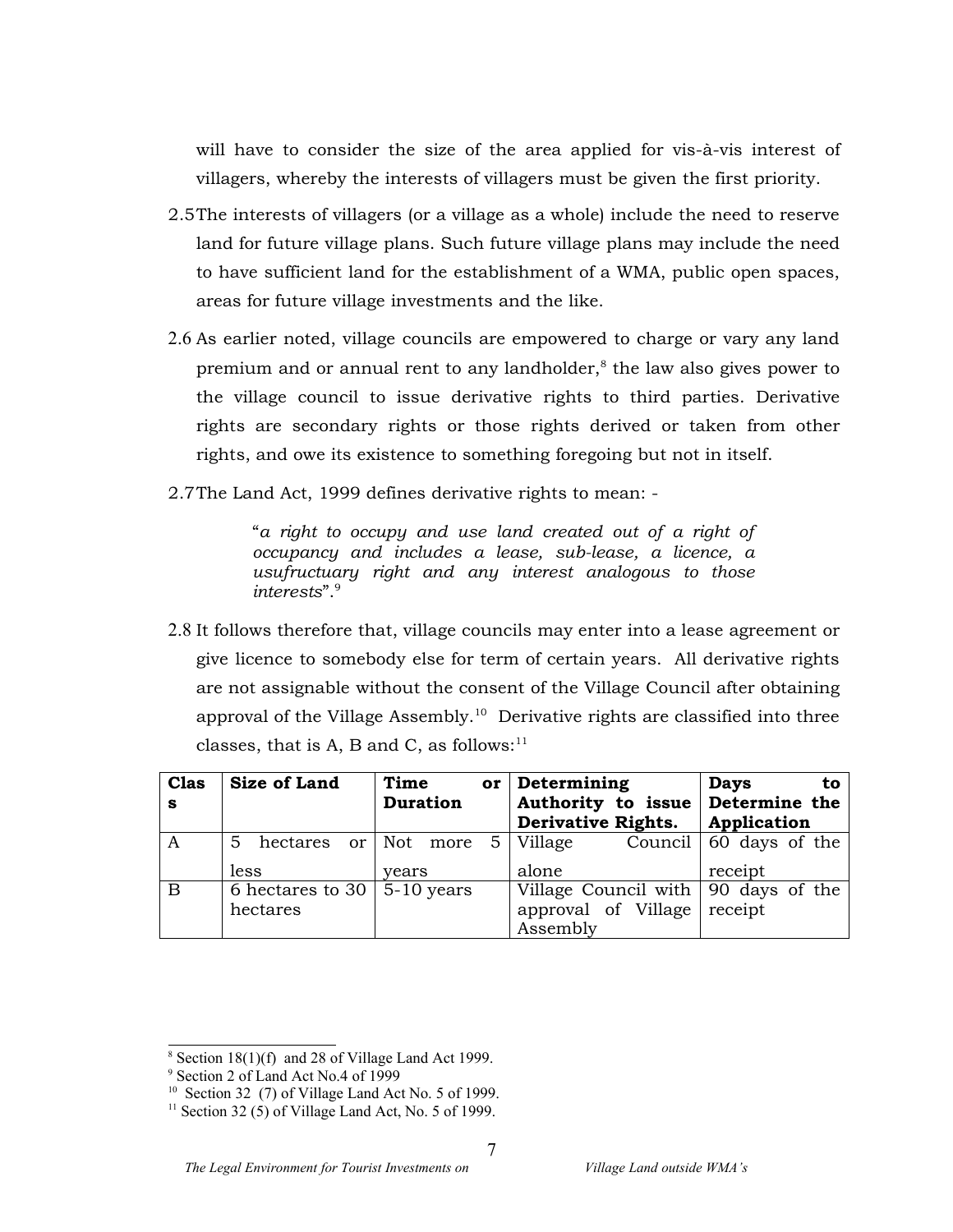will have to consider the size of the area applied for vis-à-vis interest of villagers, whereby the interests of villagers must be given the first priority.

2.5 The interests of villagers (or a village as a whole) include the need to reserve land for future village plans. Such future village plans may include the need to have sufficient land for the establishment of a WMA, public open spaces, areas for future village investments and the like.

2.6 As earlier noted, village councils are empowered to charge or vary any land premium and or annual rent to any landholder,[8] the law also gives power to the village council to issue derivative rights to third parties. Derivative rights are secondary rights or those rights derived or taken from other rights, and owe its existence to something foregoing but not in itself.

2.7 The Land Act, 1999 defines derivative rights to mean: -

> "*a right to occupy and use land created out of a right of occupancy and includes a lease, sub-lease, a licence, a usufructuary right and any interest analogous to those interests*".[9]

2.8 It follows therefore that, village councils may enter into a lease agreement or give licence to somebody else for term of certain years. All derivative rights are not assignable without the consent of the Village Council after obtaining approval of the Village Assembly.[10] Derivative rights are classified into three classes, that is A, B and C, as follows:[11]

| Class | Size of Land | Time or Duration | Determining Authority to issue Derivative Rights. | Days to Determine the Application |
|---|---|---|---|---|
| A | 5 hectares or less | Not more 5 years | Village Council alone | 60 days of the receipt |
| B | 6 hectares to 30 hectares | 5-10 years | Village Council with approval of Village Assembly | 90 days of the receipt |

---

[8] Section 18(1)(f) and 28 of Village Land Act 1999.

[9] Section 2 of Land Act No.4 of 1999

[10] Section 32 (7) of Village Land Act No. 5 of 1999.

[11] Section 32 (5) of Village Land Act, No. 5 of 1999.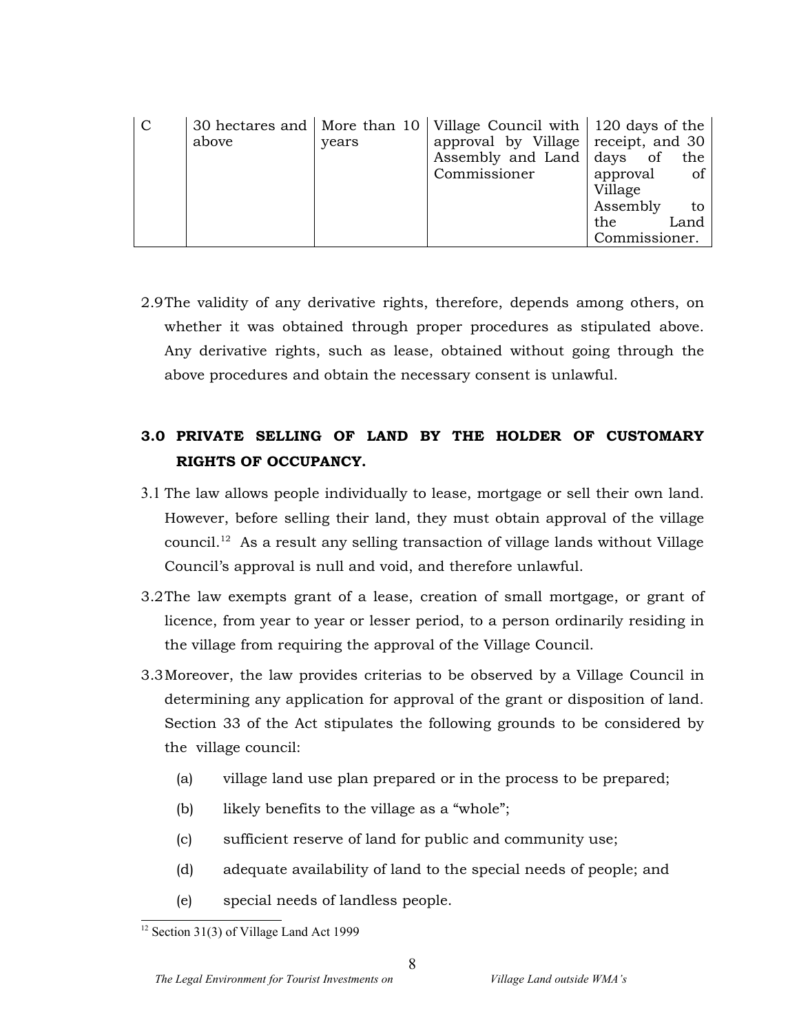| C | 30 hectares and above | More than 10 years | Village Council with approval by Village Assembly and Land Commissioner | 120 days of the receipt, and 30 days of the approval of Village Assembly to the Land Commissioner. |
|---|---|---|---|---|

2.9 The validity of any derivative rights, therefore, depends among others, on whether it was obtained through proper procedures as stipulated above. Any derivative rights, such as lease, obtained without going through the above procedures and obtain the necessary consent is unlawful.

## 3.0 PRIVATE SELLING OF LAND BY THE HOLDER OF CUSTOMARY RIGHTS OF OCCUPANCY.

3.1 The law allows people individually to lease, mortgage or sell their own land. However, before selling their land, they must obtain approval of the village council.[12] As a result any selling transaction of village lands without Village Council's approval is null and void, and therefore unlawful.

3.2 The law exempts grant of a lease, creation of small mortgage, or grant of licence, from year to year or lesser period, to a person ordinarily residing in the village from requiring the approval of the Village Council.

3.3 Moreover, the law provides criterias to be observed by a Village Council in determining any application for approval of the grant or disposition of land. Section 33 of the Act stipulates the following grounds to be considered by the village council:

(a) village land use plan prepared or in the process to be prepared;

(b) likely benefits to the village as a "whole";

(c) sufficient reserve of land for public and community use;

(d) adequate availability of land to the special needs of people; and

(e) special needs of landless people.

[12] Section 31(3) of Village Land Act 1999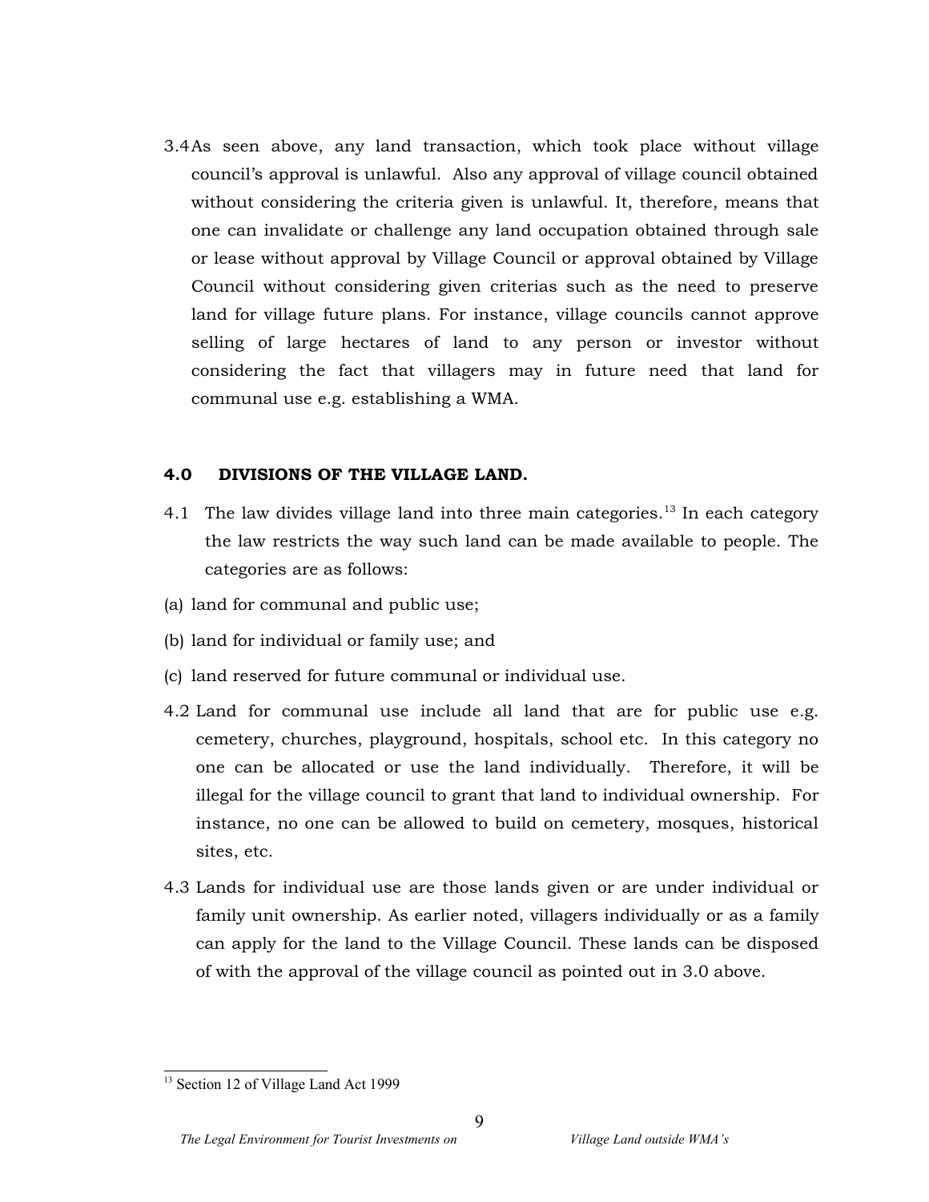3.4 As seen above, any land transaction, which took place without village council's approval is unlawful. Also any approval of village council obtained without considering the criteria given is unlawful. It, therefore, means that one can invalidate or challenge any land occupation obtained through sale or lease without approval by Village Council or approval obtained by Village Council without considering given criterias such as the need to preserve land for village future plans. For instance, village councils cannot approve selling of large hectares of land to any person or investor without considering the fact that villagers may in future need that land for communal use e.g. establishing a WMA.

## 4.0 DIVISIONS OF THE VILLAGE LAND.

4.1 The law divides village land into three main categories.[13] In each category the law restricts the way such land can be made available to people. The categories are as follows:

(a) land for communal and public use;

(b) land for individual or family use; and

(c) land reserved for future communal or individual use.

4.2 Land for communal use include all land that are for public use e.g. cemetery, churches, playground, hospitals, school etc. In this category no one can be allocated or use the land individually. Therefore, it will be illegal for the village council to grant that land to individual ownership. For instance, no one can be allowed to build on cemetery, mosques, historical sites, etc.

4.3 Lands for individual use are those lands given or are under individual or family unit ownership. As earlier noted, villagers individually or as a family can apply for the land to the Village Council. These lands can be disposed of with the approval of the village council as pointed out in 3.0 above.

---

[13] Section 12 of Village Land Act 1999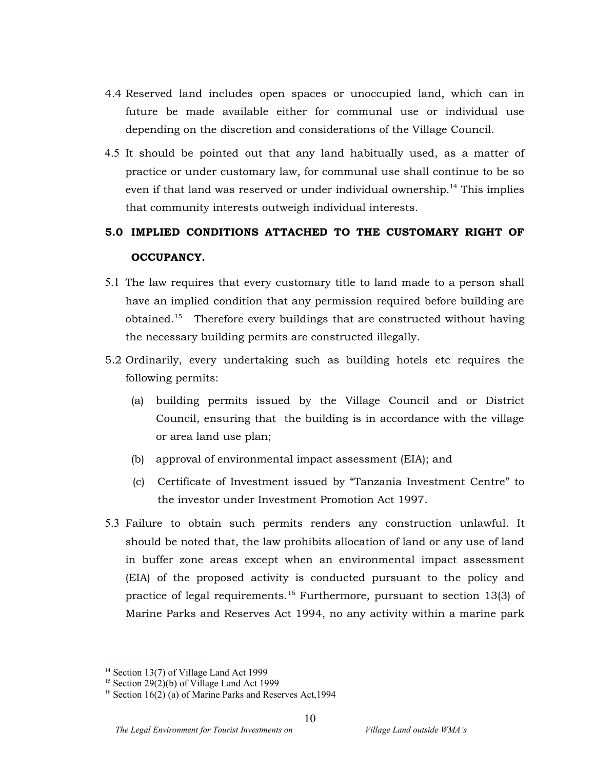4.4 Reserved land includes open spaces or unoccupied land, which can in future be made available either for communal use or individual use depending on the discretion and considerations of the Village Council.

4.5 It should be pointed out that any land habitually used, as a matter of practice or under customary law, for communal use shall continue to be so even if that land was reserved or under individual ownership.[14] This implies that community interests outweigh individual interests.

## 5.0 IMPLIED CONDITIONS ATTACHED TO THE CUSTOMARY RIGHT OF OCCUPANCY.

5.1 The law requires that every customary title to land made to a person shall have an implied condition that any permission required before building are obtained.[15] Therefore every buildings that are constructed without having the necessary building permits are constructed illegally.

5.2 Ordinarily, every undertaking such as building hotels etc requires the following permits:

(a) building permits issued by the Village Council and or District Council, ensuring that the building is in accordance with the village or area land use plan;

(b) approval of environmental impact assessment (EIA); and

(c) Certificate of Investment issued by "Tanzania Investment Centre" to the investor under Investment Promotion Act 1997.

5.3 Failure to obtain such permits renders any construction unlawful. It should be noted that, the law prohibits allocation of land or any use of land in buffer zone areas except when an environmental impact assessment (EIA) of the proposed activity is conducted pursuant to the policy and practice of legal requirements.[16] Furthermore, pursuant to section 13(3) of Marine Parks and Reserves Act 1994, no any activity within a marine park

---

[14] Section 13(7) of Village Land Act 1999

[15] Section 29(2)(b) of Village Land Act 1999

[16] Section 16(2) (a) of Marine Parks and Reserves Act,1994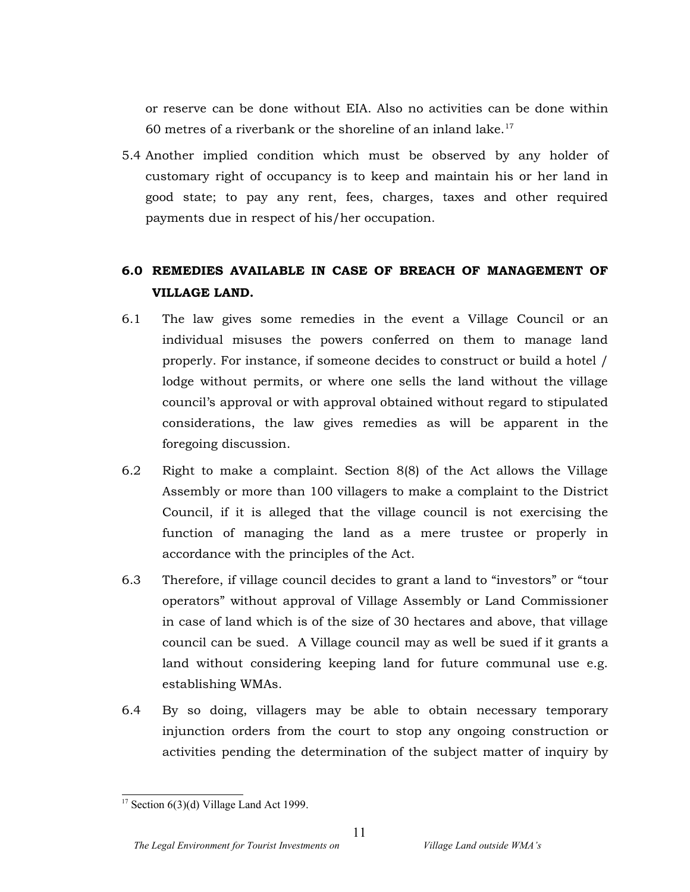or reserve can be done without EIA. Also no activities can be done within 60 metres of a riverbank or the shoreline of an inland lake.[17]

5.4 Another implied condition which must be observed by any holder of customary right of occupancy is to keep and maintain his or her land in good state; to pay any rent, fees, charges, taxes and other required payments due in respect of his/her occupation.

## 6.0 REMEDIES AVAILABLE IN CASE OF BREACH OF MANAGEMENT OF VILLAGE LAND.

6.1 The law gives some remedies in the event a Village Council or an individual misuses the powers conferred on them to manage land properly. For instance, if someone decides to construct or build a hotel / lodge without permits, or where one sells the land without the village council's approval or with approval obtained without regard to stipulated considerations, the law gives remedies as will be apparent in the foregoing discussion.

6.2 Right to make a complaint. Section 8(8) of the Act allows the Village Assembly or more than 100 villagers to make a complaint to the District Council, if it is alleged that the village council is not exercising the function of managing the land as a mere trustee or properly in accordance with the principles of the Act.

6.3 Therefore, if village council decides to grant a land to "investors" or "tour operators" without approval of Village Assembly or Land Commissioner in case of land which is of the size of 30 hectares and above, that village council can be sued. A Village council may as well be sued if it grants a land without considering keeping land for future communal use e.g. establishing WMAs.

6.4 By so doing, villagers may be able to obtain necessary temporary injunction orders from the court to stop any ongoing construction or activities pending the determination of the subject matter of inquiry by

[17] Section 6(3)(d) Village Land Act 1999.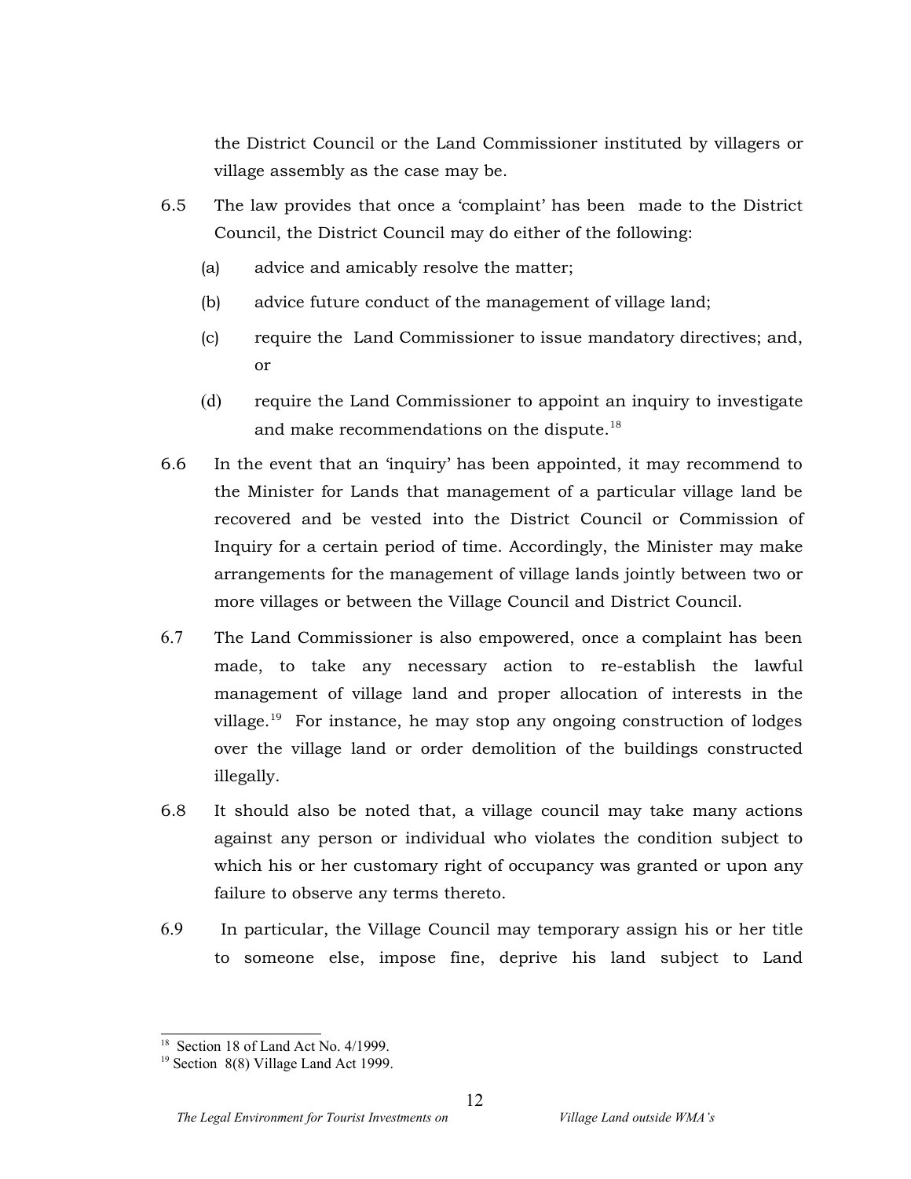the District Council or the Land Commissioner instituted by villagers or village assembly as the case may be.

6.5 The law provides that once a 'complaint' has been made to the District Council, the District Council may do either of the following:

(a) advice and amicably resolve the matter;

(b) advice future conduct of the management of village land;

(c) require the Land Commissioner to issue mandatory directives; and, or

(d) require the Land Commissioner to appoint an inquiry to investigate and make recommendations on the dispute.[18]

6.6 In the event that an 'inquiry' has been appointed, it may recommend to the Minister for Lands that management of a particular village land be recovered and be vested into the District Council or Commission of Inquiry for a certain period of time. Accordingly, the Minister may make arrangements for the management of village lands jointly between two or more villages or between the Village Council and District Council.

6.7 The Land Commissioner is also empowered, once a complaint has been made, to take any necessary action to re-establish the lawful management of village land and proper allocation of interests in the village.[19] For instance, he may stop any ongoing construction of lodges over the village land or order demolition of the buildings constructed illegally.

6.8 It should also be noted that, a village council may take many actions against any person or individual who violates the condition subject to which his or her customary right of occupancy was granted or upon any failure to observe any terms thereto.

6.9 In particular, the Village Council may temporary assign his or her title to someone else, impose fine, deprive his land subject to Land

---

[18] Section 18 of Land Act No. 4/1999.

[19] Section 8(8) Village Land Act 1999.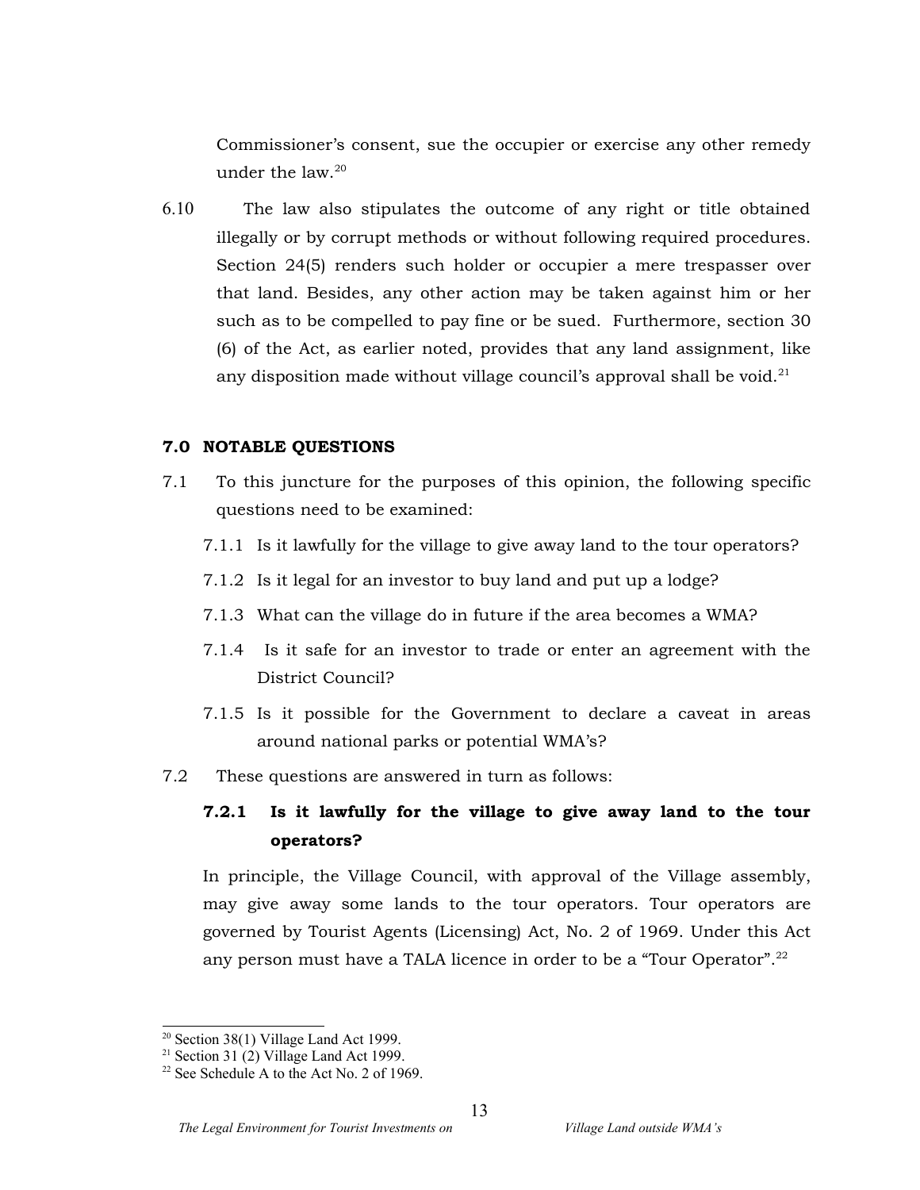Commissioner's consent, sue the occupier or exercise any other remedy under the law.[20]

6.10 The law also stipulates the outcome of any right or title obtained illegally or by corrupt methods or without following required procedures. Section 24(5) renders such holder or occupier a mere trespasser over that land. Besides, any other action may be taken against him or her such as to be compelled to pay fine or be sued. Furthermore, section 30 (6) of the Act, as earlier noted, provides that any land assignment, like any disposition made without village council's approval shall be void.[21]

## 7.0 NOTABLE QUESTIONS

7.1 To this juncture for the purposes of this opinion, the following specific questions need to be examined:

- 7.1.1 Is it lawfully for the village to give away land to the tour operators?
- 7.1.2 Is it legal for an investor to buy land and put up a lodge?
- 7.1.3 What can the village do in future if the area becomes a WMA?
- 7.1.4 Is it safe for an investor to trade or enter an agreement with the District Council?
- 7.1.5 Is it possible for the Government to declare a caveat in areas around national parks or potential WMA's?

7.2 These questions are answered in turn as follows:

### 7.2.1 Is it lawfully for the village to give away land to the tour operators?

In principle, the Village Council, with approval of the Village assembly, may give away some lands to the tour operators. Tour operators are governed by Tourist Agents (Licensing) Act, No. 2 of 1969. Under this Act any person must have a TALA licence in order to be a "Tour Operator".[22]

---

[20] Section 38(1) Village Land Act 1999.

[21] Section 31 (2) Village Land Act 1999.

[22] See Schedule A to the Act No. 2 of 1969.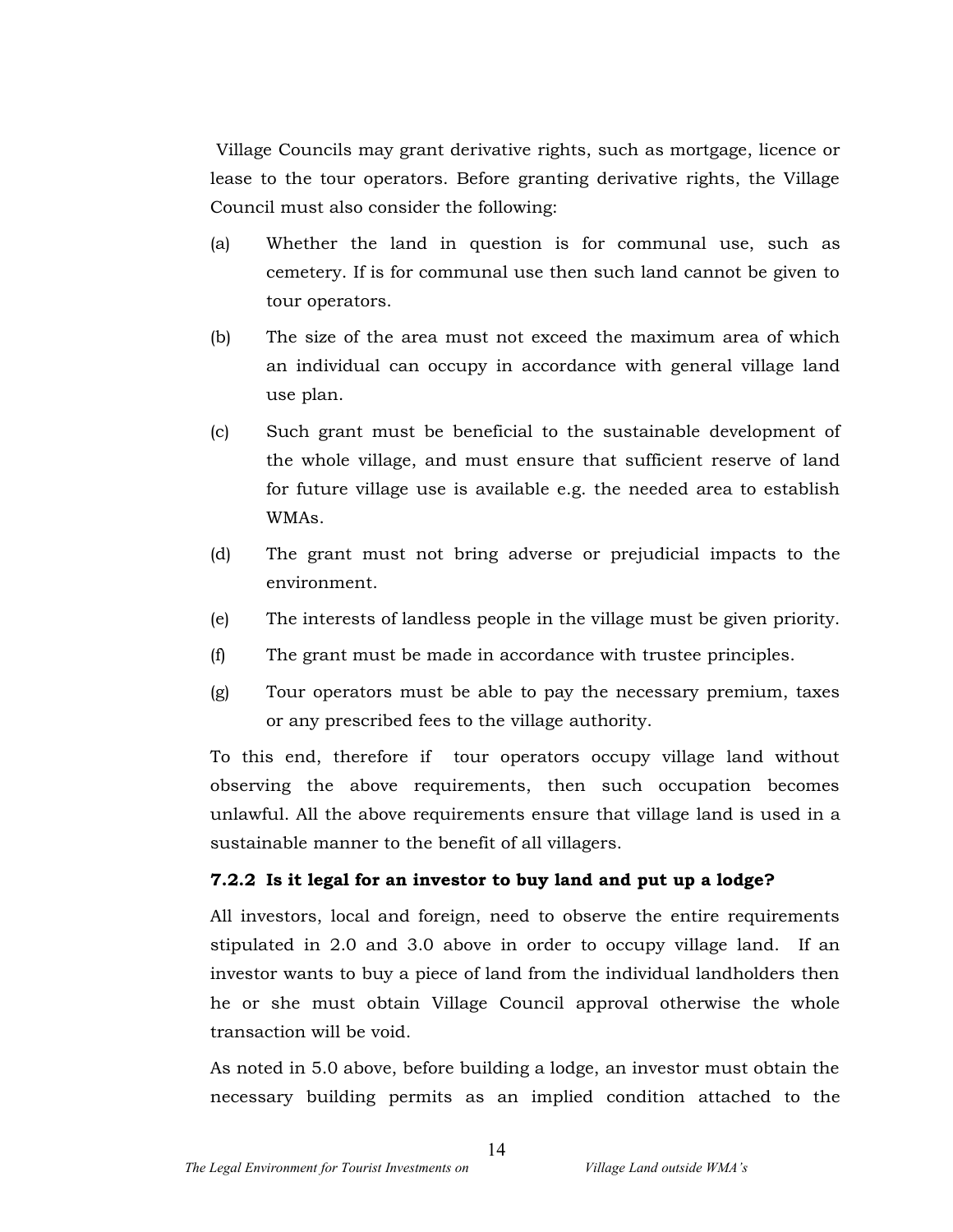Village Councils may grant derivative rights, such as mortgage, licence or lease to the tour operators. Before granting derivative rights, the Village Council must also consider the following:

(a) Whether the land in question is for communal use, such as cemetery. If is for communal use then such land cannot be given to tour operators.

(b) The size of the area must not exceed the maximum area of which an individual can occupy in accordance with general village land use plan.

(c) Such grant must be beneficial to the sustainable development of the whole village, and must ensure that sufficient reserve of land for future village use is available e.g. the needed area to establish WMAs.

(d) The grant must not bring adverse or prejudicial impacts to the environment.

(e) The interests of landless people in the village must be given priority.

(f) The grant must be made in accordance with trustee principles.

(g) Tour operators must be able to pay the necessary premium, taxes or any prescribed fees to the village authority.

To this end, therefore if tour operators occupy village land without observing the above requirements, then such occupation becomes unlawful. All the above requirements ensure that village land is used in a sustainable manner to the benefit of all villagers.

#### 7.2.2 Is it legal for an investor to buy land and put up a lodge?

All investors, local and foreign, need to observe the entire requirements stipulated in 2.0 and 3.0 above in order to occupy village land. If an investor wants to buy a piece of land from the individual landholders then he or she must obtain Village Council approval otherwise the whole transaction will be void.

As noted in 5.0 above, before building a lodge, an investor must obtain the necessary building permits as an implied condition attached to the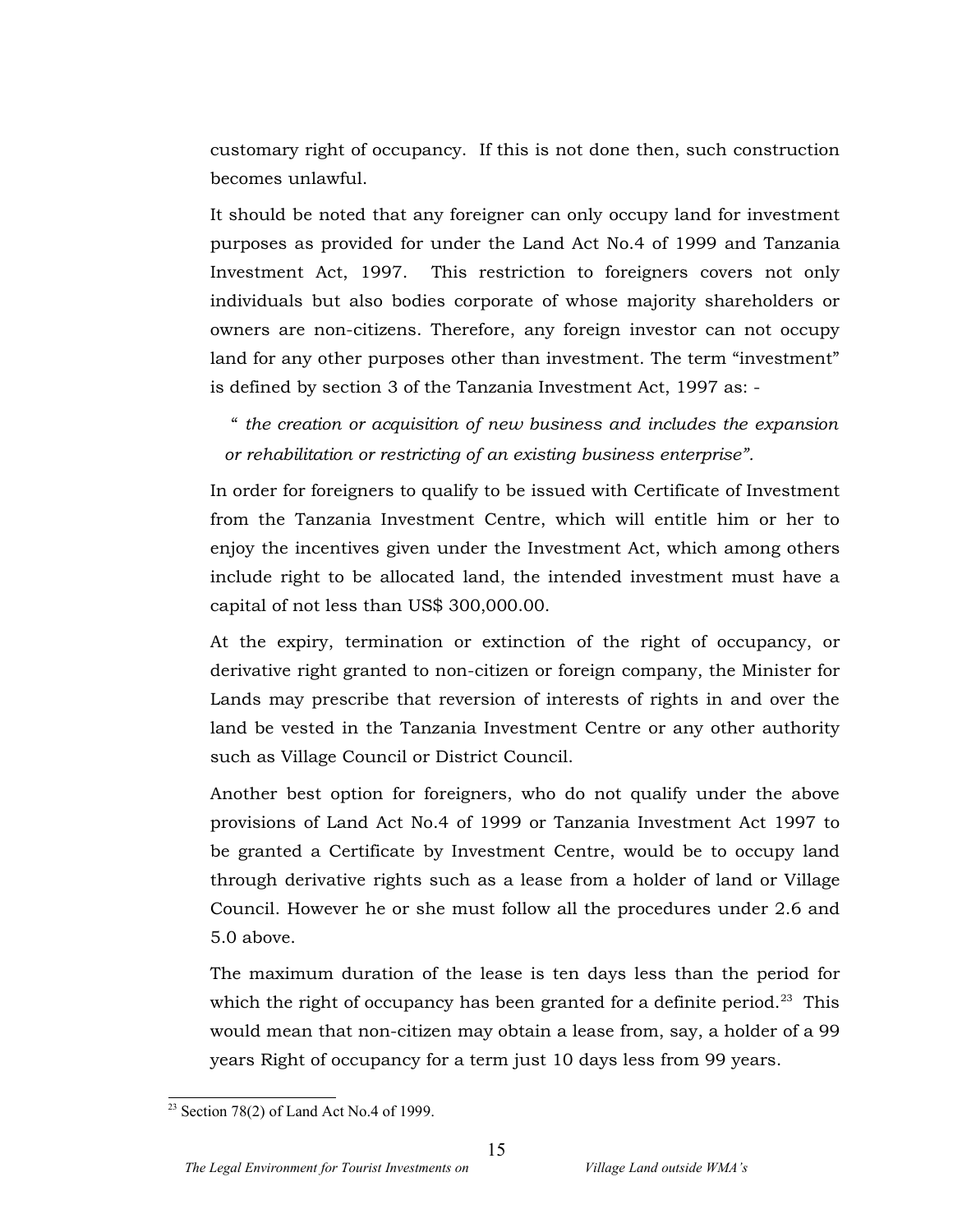customary right of occupancy. If this is not done then, such construction becomes unlawful.

It should be noted that any foreigner can only occupy land for investment purposes as provided for under the Land Act No.4 of 1999 and Tanzania Investment Act, 1997. This restriction to foreigners covers not only individuals but also bodies corporate of whose majority shareholders or owners are non-citizens. Therefore, any foreign investor can not occupy land for any other purposes other than investment. The term "investment" is defined by section 3 of the Tanzania Investment Act, 1997 as: -

> *" the creation or acquisition of new business and includes the expansion or rehabilitation or restricting of an existing business enterprise".*

In order for foreigners to qualify to be issued with Certificate of Investment from the Tanzania Investment Centre, which will entitle him or her to enjoy the incentives given under the Investment Act, which among others include right to be allocated land, the intended investment must have a capital of not less than US$ 300,000.00.

At the expiry, termination or extinction of the right of occupancy, or derivative right granted to non-citizen or foreign company, the Minister for Lands may prescribe that reversion of interests of rights in and over the land be vested in the Tanzania Investment Centre or any other authority such as Village Council or District Council.

Another best option for foreigners, who do not qualify under the above provisions of Land Act No.4 of 1999 or Tanzania Investment Act 1997 to be granted a Certificate by Investment Centre, would be to occupy land through derivative rights such as a lease from a holder of land or Village Council. However he or she must follow all the procedures under 2.6 and 5.0 above.

The maximum duration of the lease is ten days less than the period for which the right of occupancy has been granted for a definite period.[23] This would mean that non-citizen may obtain a lease from, say, a holder of a 99 years Right of occupancy for a term just 10 days less from 99 years.

---

[23] Section 78(2) of Land Act No.4 of 1999.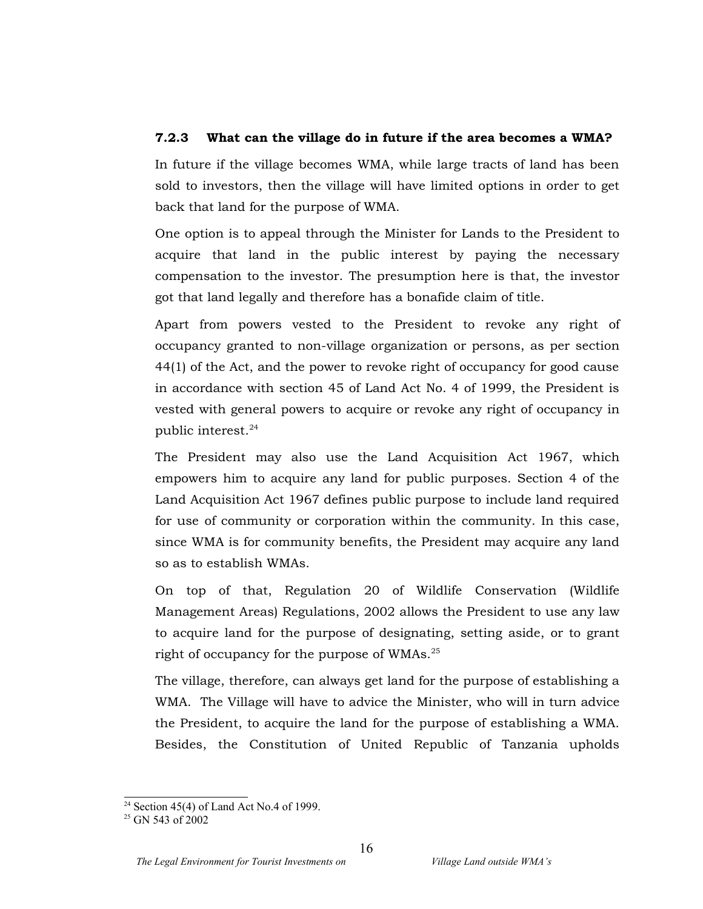### 7.2.3 What can the village do in future if the area becomes a WMA?

In future if the village becomes WMA, while large tracts of land has been sold to investors, then the village will have limited options in order to get back that land for the purpose of WMA.

One option is to appeal through the Minister for Lands to the President to acquire that land in the public interest by paying the necessary compensation to the investor. The presumption here is that, the investor got that land legally and therefore has a bonafide claim of title.

Apart from powers vested to the President to revoke any right of occupancy granted to non-village organization or persons, as per section 44(1) of the Act, and the power to revoke right of occupancy for good cause in accordance with section 45 of Land Act No. 4 of 1999, the President is vested with general powers to acquire or revoke any right of occupancy in public interest.[24]

The President may also use the Land Acquisition Act 1967, which empowers him to acquire any land for public purposes. Section 4 of the Land Acquisition Act 1967 defines public purpose to include land required for use of community or corporation within the community. In this case, since WMA is for community benefits, the President may acquire any land so as to establish WMAs.

On top of that, Regulation 20 of Wildlife Conservation (Wildlife Management Areas) Regulations, 2002 allows the President to use any law to acquire land for the purpose of designating, setting aside, or to grant right of occupancy for the purpose of WMAs.[25]

The village, therefore, can always get land for the purpose of establishing a WMA. The Village will have to advice the Minister, who will in turn advice the President, to acquire the land for the purpose of establishing a WMA. Besides, the Constitution of United Republic of Tanzania upholds

---

[24] Section 45(4) of Land Act No.4 of 1999.

[25] GN 543 of 2002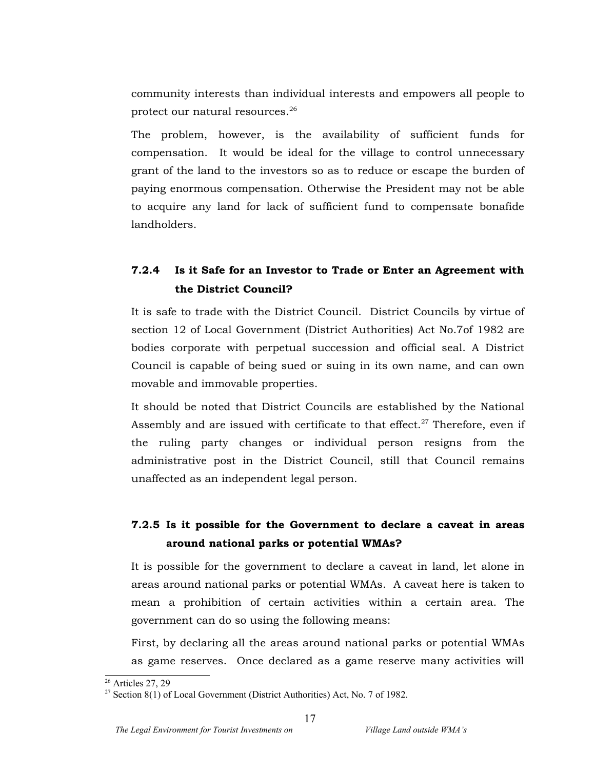community interests than individual interests and empowers all people to protect our natural resources.[26]

The problem, however, is the availability of sufficient funds for compensation. It would be ideal for the village to control unnecessary grant of the land to the investors so as to reduce or escape the burden of paying enormous compensation. Otherwise the President may not be able to acquire any land for lack of sufficient fund to compensate bonafide landholders.

### 7.2.4 Is it Safe for an Investor to Trade or Enter an Agreement with the District Council?

It is safe to trade with the District Council. District Councils by virtue of section 12 of Local Government (District Authorities) Act No.7of 1982 are bodies corporate with perpetual succession and official seal. A District Council is capable of being sued or suing in its own name, and can own movable and immovable properties.

It should be noted that District Councils are established by the National Assembly and are issued with certificate to that effect.[27] Therefore, even if the ruling party changes or individual person resigns from the administrative post in the District Council, still that Council remains unaffected as an independent legal person.

### 7.2.5 Is it possible for the Government to declare a caveat in areas around national parks or potential WMAs?

It is possible for the government to declare a caveat in land, let alone in areas around national parks or potential WMAs. A caveat here is taken to mean a prohibition of certain activities within a certain area. The government can do so using the following means:

First, by declaring all the areas around national parks or potential WMAs as game reserves. Once declared as a game reserve many activities will

---

[26] Articles 27, 29

[27] Section 8(1) of Local Government (District Authorities) Act, No. 7 of 1982.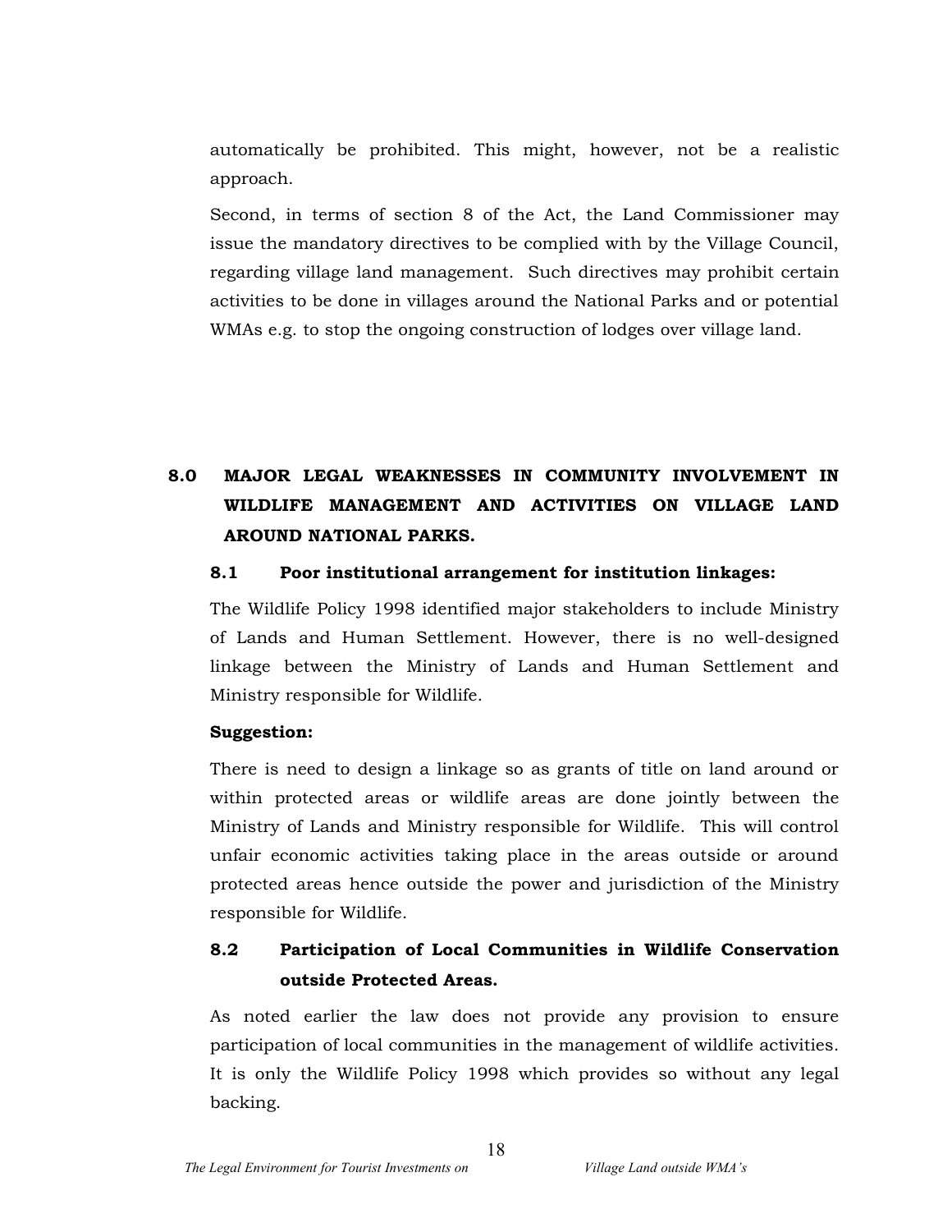automatically be prohibited. This might, however, not be a realistic approach.

Second, in terms of section 8 of the Act, the Land Commissioner may issue the mandatory directives to be complied with by the Village Council, regarding village land management. Such directives may prohibit certain activities to be done in villages around the National Parks and or potential WMAs e.g. to stop the ongoing construction of lodges over village land.

## 8.0 MAJOR LEGAL WEAKNESSES IN COMMUNITY INVOLVEMENT IN WILDLIFE MANAGEMENT AND ACTIVITIES ON VILLAGE LAND AROUND NATIONAL PARKS.

### 8.1 Poor institutional arrangement for institution linkages:

The Wildlife Policy 1998 identified major stakeholders to include Ministry of Lands and Human Settlement. However, there is no well-designed linkage between the Ministry of Lands and Human Settlement and Ministry responsible for Wildlife.

**Suggestion:**

There is need to design a linkage so as grants of title on land around or within protected areas or wildlife areas are done jointly between the Ministry of Lands and Ministry responsible for Wildlife. This will control unfair economic activities taking place in the areas outside or around protected areas hence outside the power and jurisdiction of the Ministry responsible for Wildlife.

### 8.2 Participation of Local Communities in Wildlife Conservation outside Protected Areas.

As noted earlier the law does not provide any provision to ensure participation of local communities in the management of wildlife activities. It is only the Wildlife Policy 1998 which provides so without any legal backing.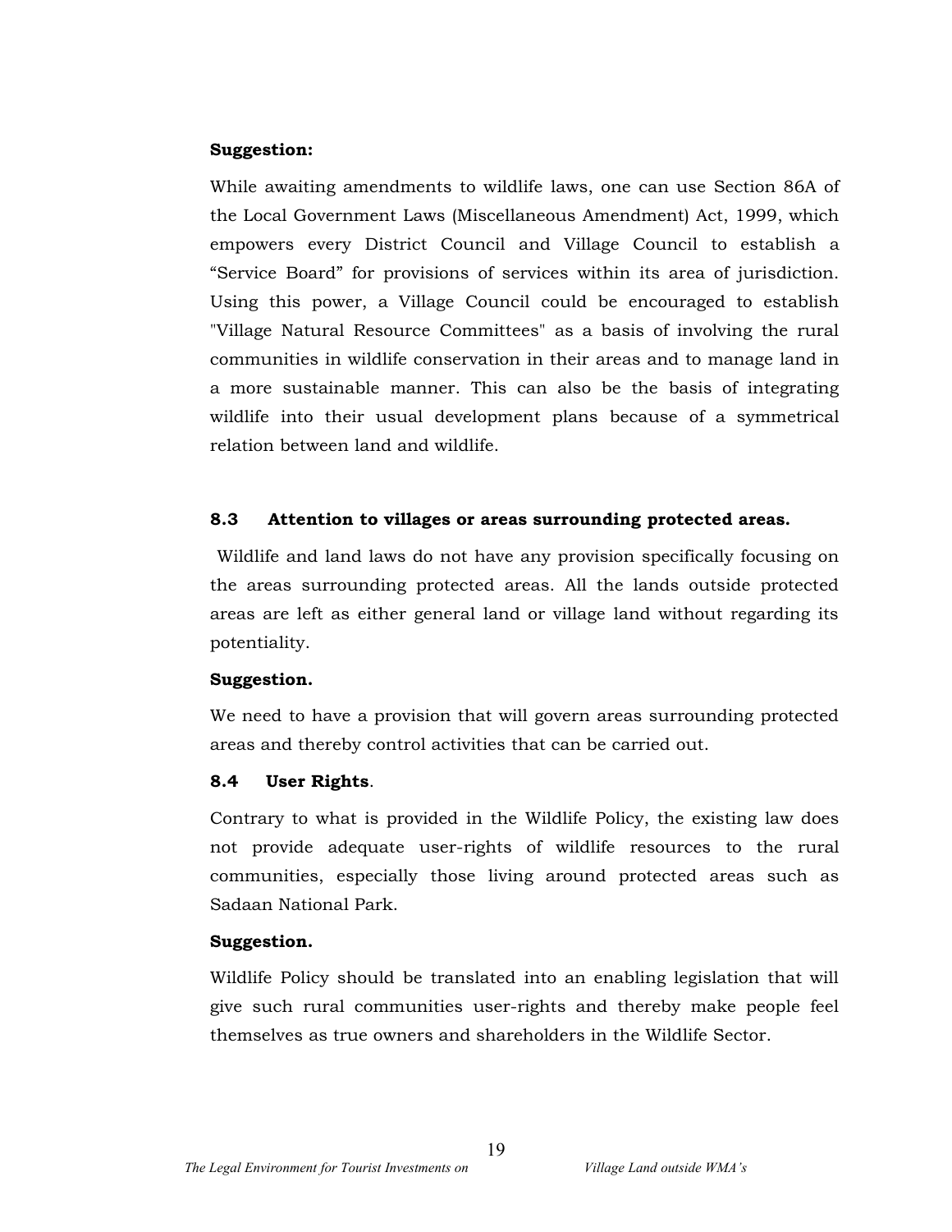**Suggestion:**

While awaiting amendments to wildlife laws, one can use Section 86A of the Local Government Laws (Miscellaneous Amendment) Act, 1999, which empowers every District Council and Village Council to establish a "Service Board" for provisions of services within its area of jurisdiction. Using this power, a Village Council could be encouraged to establish "Village Natural Resource Committees" as a basis of involving the rural communities in wildlife conservation in their areas and to manage land in a more sustainable manner. This can also be the basis of integrating wildlife into their usual development plans because of a symmetrical relation between land and wildlife.

### 8.3 Attention to villages or areas surrounding protected areas.

Wildlife and land laws do not have any provision specifically focusing on the areas surrounding protected areas. All the lands outside protected areas are left as either general land or village land without regarding its potentiality.

**Suggestion.**

We need to have a provision that will govern areas surrounding protected areas and thereby control activities that can be carried out.

### 8.4 User Rights.

Contrary to what is provided in the Wildlife Policy, the existing law does not provide adequate user-rights of wildlife resources to the rural communities, especially those living around protected areas such as Sadaan National Park.

**Suggestion.**

Wildlife Policy should be translated into an enabling legislation that will give such rural communities user-rights and thereby make people feel themselves as true owners and shareholders in the Wildlife Sector.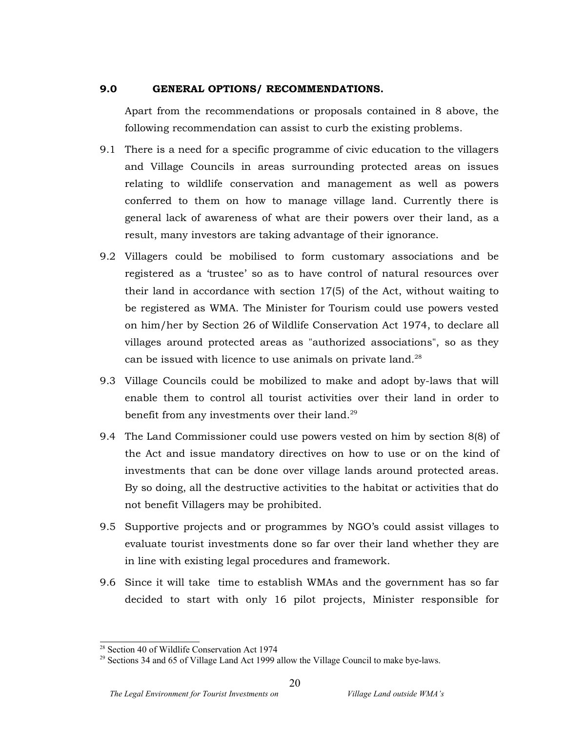## 9.0 GENERAL OPTIONS/ RECOMMENDATIONS.

Apart from the recommendations or proposals contained in 8 above, the following recommendation can assist to curb the existing problems.

9.1 There is a need for a specific programme of civic education to the villagers and Village Councils in areas surrounding protected areas on issues relating to wildlife conservation and management as well as powers conferred to them on how to manage village land. Currently there is general lack of awareness of what are their powers over their land, as a result, many investors are taking advantage of their ignorance.

9.2 Villagers could be mobilised to form customary associations and be registered as a 'trustee' so as to have control of natural resources over their land in accordance with section 17(5) of the Act, without waiting to be registered as WMA. The Minister for Tourism could use powers vested on him/her by Section 26 of Wildlife Conservation Act 1974, to declare all villages around protected areas as "authorized associations", so as they can be issued with licence to use animals on private land.[28]

9.3 Village Councils could be mobilized to make and adopt by-laws that will enable them to control all tourist activities over their land in order to benefit from any investments over their land.[29]

9.4 The Land Commissioner could use powers vested on him by section 8(8) of the Act and issue mandatory directives on how to use or on the kind of investments that can be done over village lands around protected areas. By so doing, all the destructive activities to the habitat or activities that do not benefit Villagers may be prohibited.

9.5 Supportive projects and or programmes by NGO's could assist villages to evaluate tourist investments done so far over their land whether they are in line with existing legal procedures and framework.

9.6 Since it will take time to establish WMAs and the government has so far decided to start with only 16 pilot projects, Minister responsible for

---

[28] Section 40 of Wildlife Conservation Act 1974

[29] Sections 34 and 65 of Village Land Act 1999 allow the Village Council to make bye-laws.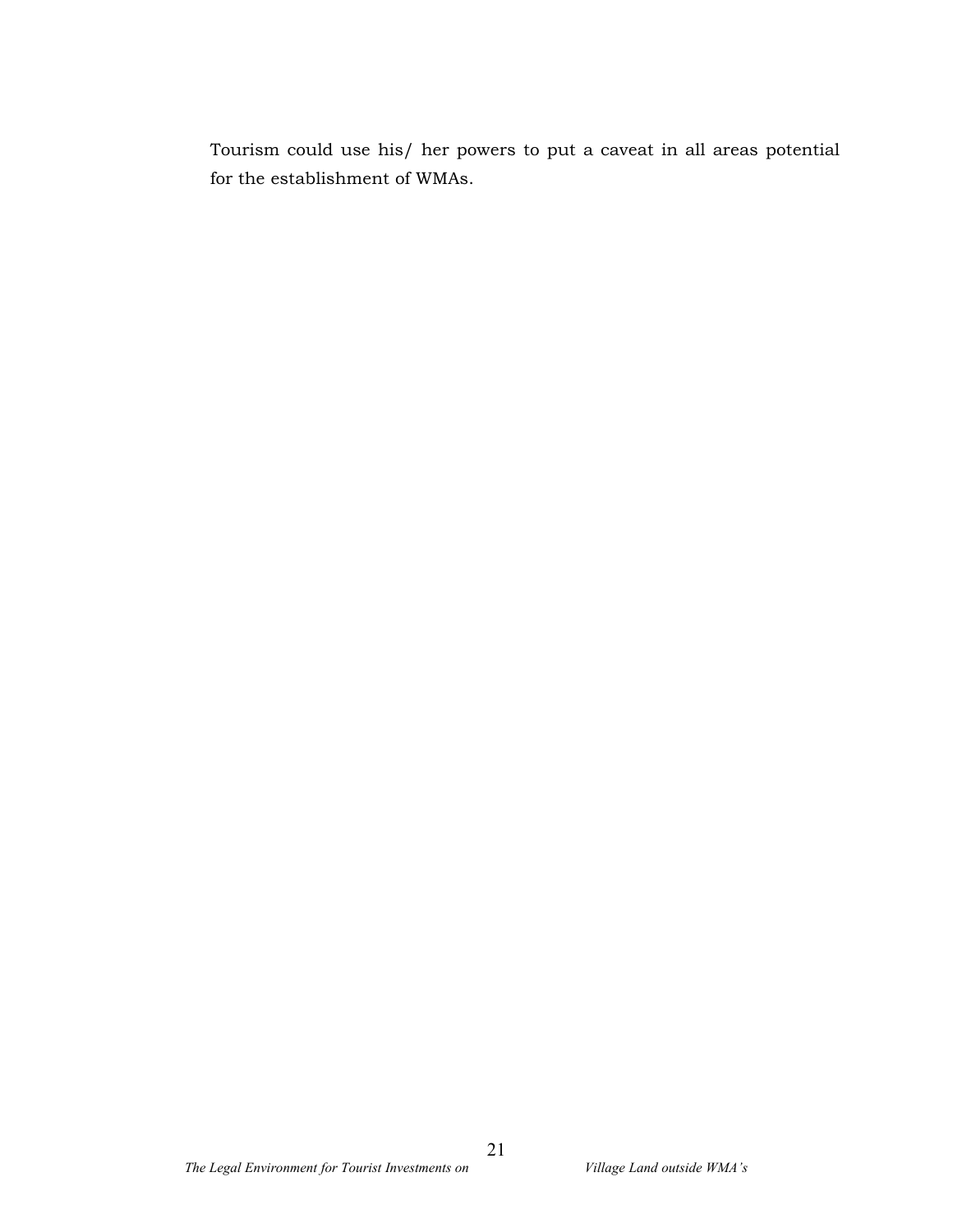Tourism could use his/ her powers to put a caveat in all areas potential for the establishment of WMAs.